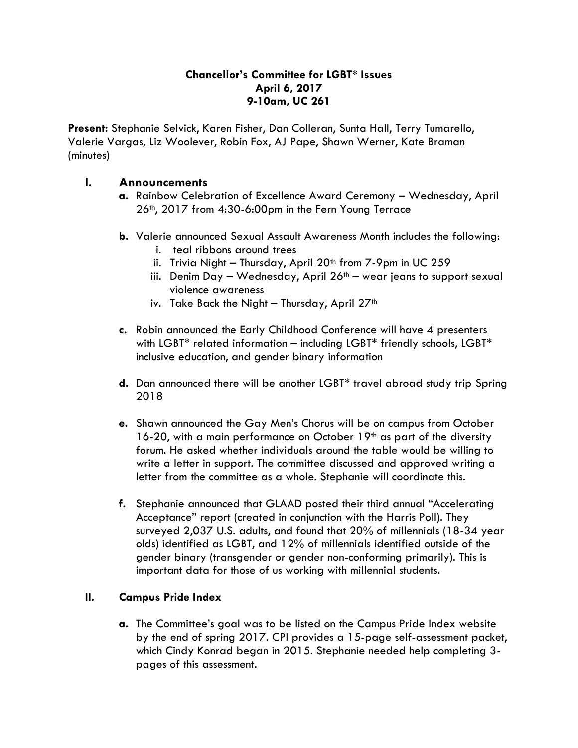**Chancellor's Committee for LGBT* Issues**
**April 6, 2017**
**9-10am, UC 261**

**Present:** Stephanie Selvick, Karen Fisher, Dan Colleran, Sunta Hall, Terry Tumarello, Valerie Vargas, Liz Woolever, Robin Fox, AJ Pape, Shawn Werner, Kate Braman (minutes)

## I. Announcements

**a.** Rainbow Celebration of Excellence Award Ceremony – Wednesday, April 26th, 2017 from 4:30-6:00pm in the Fern Young Terrace

**b.** Valerie announced Sexual Assault Awareness Month includes the following:

  i. teal ribbons around trees
  ii. Trivia Night – Thursday, April 20th from 7-9pm in UC 259
  iii. Denim Day – Wednesday, April 26th – wear jeans to support sexual violence awareness
  iv. Take Back the Night – Thursday, April 27th

**c.** Robin announced the Early Childhood Conference will have 4 presenters with LGBT* related information – including LGBT* friendly schools, LGBT* inclusive education, and gender binary information

**d.** Dan announced there will be another LGBT* travel abroad study trip Spring 2018

**e.** Shawn announced the Gay Men's Chorus will be on campus from October 16-20, with a main performance on October 19th as part of the diversity forum. He asked whether individuals around the table would be willing to write a letter in support. The committee discussed and approved writing a letter from the committee as a whole. Stephanie will coordinate this.

**f.** Stephanie announced that GLAAD posted their third annual "Accelerating Acceptance" report (created in conjunction with the Harris Poll). They surveyed 2,037 U.S. adults, and found that 20% of millennials (18-34 year olds) identified as LGBT, and 12% of millennials identified outside of the gender binary (transgender or gender non-conforming primarily). This is important data for those of us working with millennial students.

## II. Campus Pride Index

**a.** The Committee's goal was to be listed on the Campus Pride Index website by the end of spring 2017. CPI provides a 15-page self-assessment packet, which Cindy Konrad began in 2015. Stephanie needed help completing 3-pages of this assessment.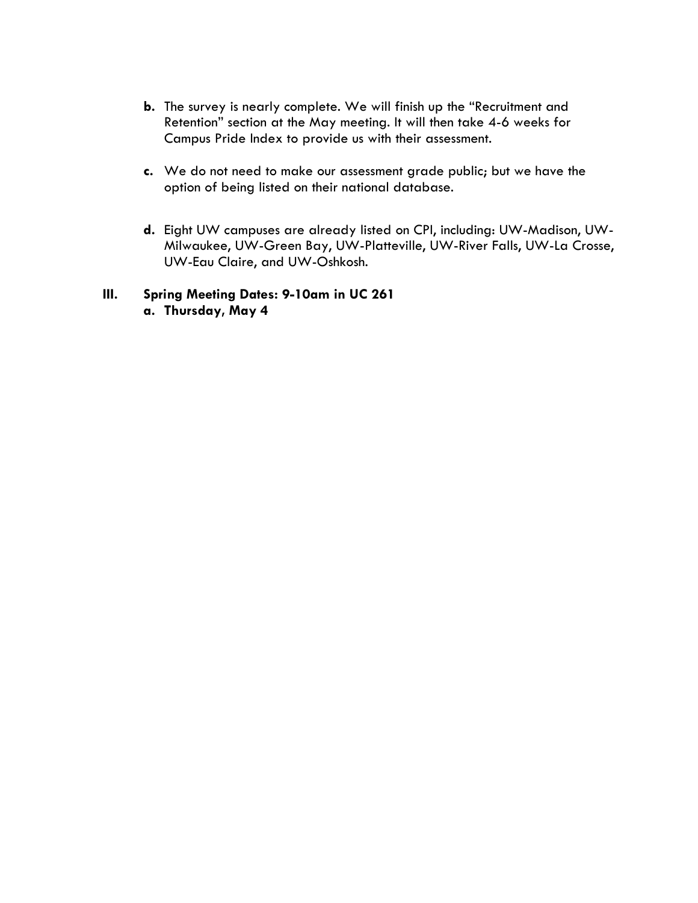**b.** The survey is nearly complete. We will finish up the "Recruitment and Retention" section at the May meeting. It will then take 4-6 weeks for Campus Pride Index to provide us with their assessment.

**c.** We do not need to make our assessment grade public; but we have the option of being listed on their national database.

**d.** Eight UW campuses are already listed on CPI, including: UW-Madison, UW-Milwaukee, UW-Green Bay, UW-Platteville, UW-River Falls, UW-La Crosse, UW-Eau Claire, and UW-Oshkosh.

**III. Spring Meeting Dates: 9-10am in UC 261**

**a. Thursday, May 4**